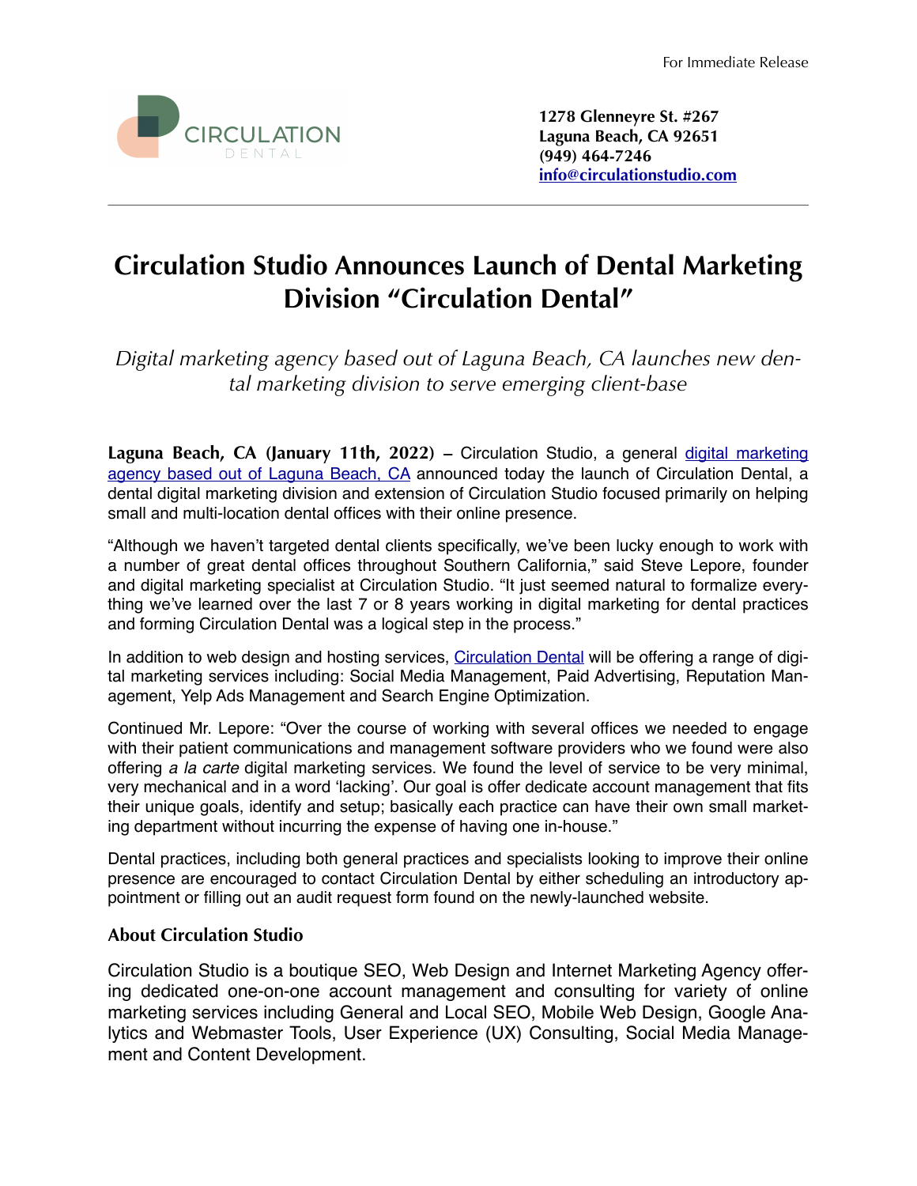For Immediate Release

CIRCULATION DENTAL

**1278 Glenneyre St. #267**
**Laguna Beach, CA 92651**
**(949) 464-7246**
**info@circulationstudio.com**

---

# Circulation Studio Announces Launch of Dental Marketing Division "Circulation Dental"

*Digital marketing agency based out of Laguna Beach, CA launches new dental marketing division to serve emerging client-base*

**Laguna Beach, CA (January 11th, 2022)** – Circulation Studio, a general digital marketing agency based out of Laguna Beach, CA announced today the launch of Circulation Dental, a dental digital marketing division and extension of Circulation Studio focused primarily on helping small and multi-location dental offices with their online presence.

"Although we haven't targeted dental clients specifically, we've been lucky enough to work with a number of great dental offices throughout Southern California," said Steve Lepore, founder and digital marketing specialist at Circulation Studio. "It just seemed natural to formalize everything we've learned over the last 7 or 8 years working in digital marketing for dental practices and forming Circulation Dental was a logical step in the process."

In addition to web design and hosting services, Circulation Dental will be offering a range of digital marketing services including: Social Media Management, Paid Advertising, Reputation Management, Yelp Ads Management and Search Engine Optimization.

Continued Mr. Lepore: "Over the course of working with several offices we needed to engage with their patient communications and management software providers who we found were also offering *a la carte* digital marketing services. We found the level of service to be very minimal, very mechanical and in a word 'lacking'. Our goal is offer dedicate account management that fits their unique goals, identify and setup; basically each practice can have their own small marketing department without incurring the expense of having one in-house."

Dental practices, including both general practices and specialists looking to improve their online presence are encouraged to contact Circulation Dental by either scheduling an introductory appointment or filling out an audit request form found on the newly-launched website.

### About Circulation Studio

Circulation Studio is a boutique SEO, Web Design and Internet Marketing Agency offering dedicated one-on-one account management and consulting for variety of online marketing services including General and Local SEO, Mobile Web Design, Google Analytics and Webmaster Tools, User Experience (UX) Consulting, Social Media Management and Content Development.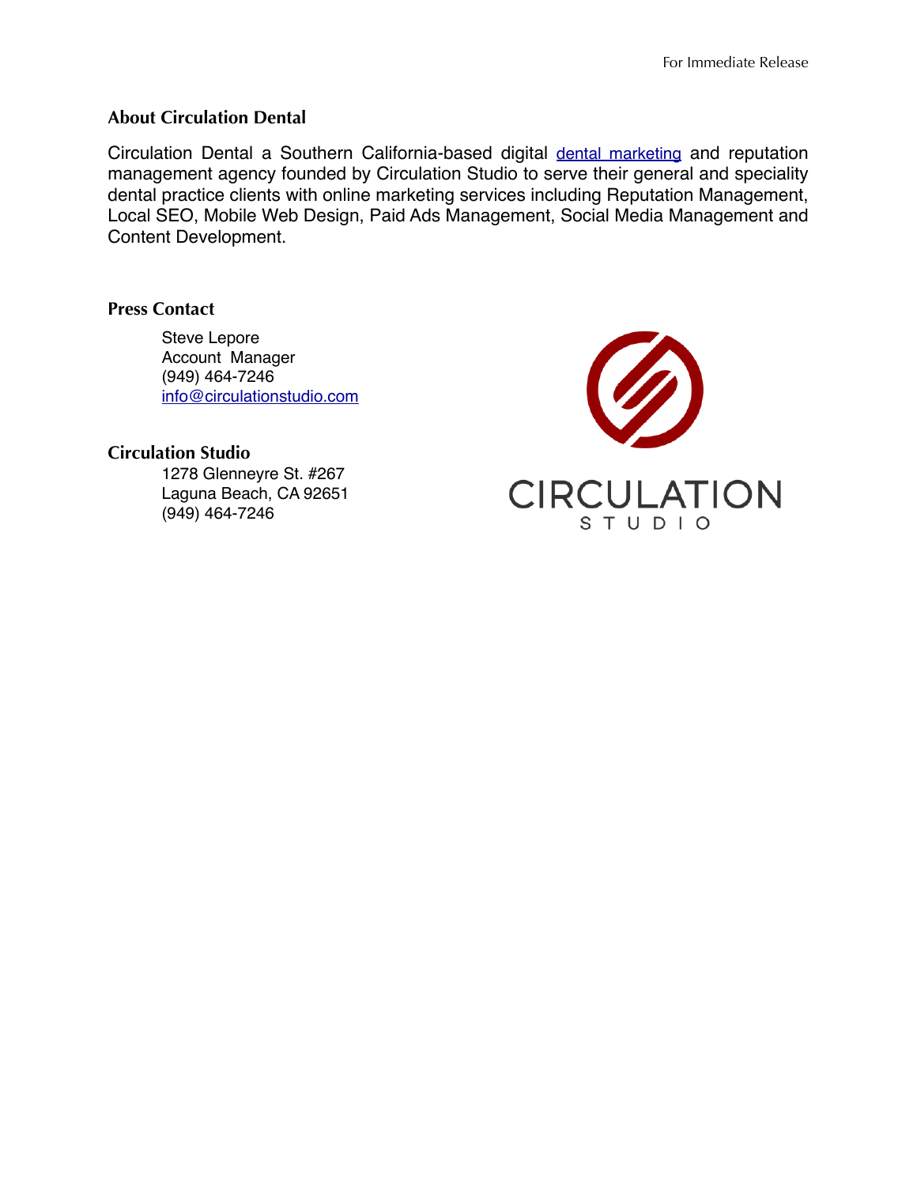For Immediate Release

### About Circulation Dental

Circulation Dental a Southern California-based digital dental marketing and reputation management agency founded by Circulation Studio to serve their general and speciality dental practice clients with online marketing services including Reputation Management, Local SEO, Mobile Web Design, Paid Ads Management, Social Media Management and Content Development.

### Press Contact

Steve Lepore
Account Manager
(949) 464-7246
info@circulationstudio.com

### Circulation Studio

1278 Glenneyre St. #267
Laguna Beach, CA 92651
(949) 464-7246

CIRCULATION
STUDIO